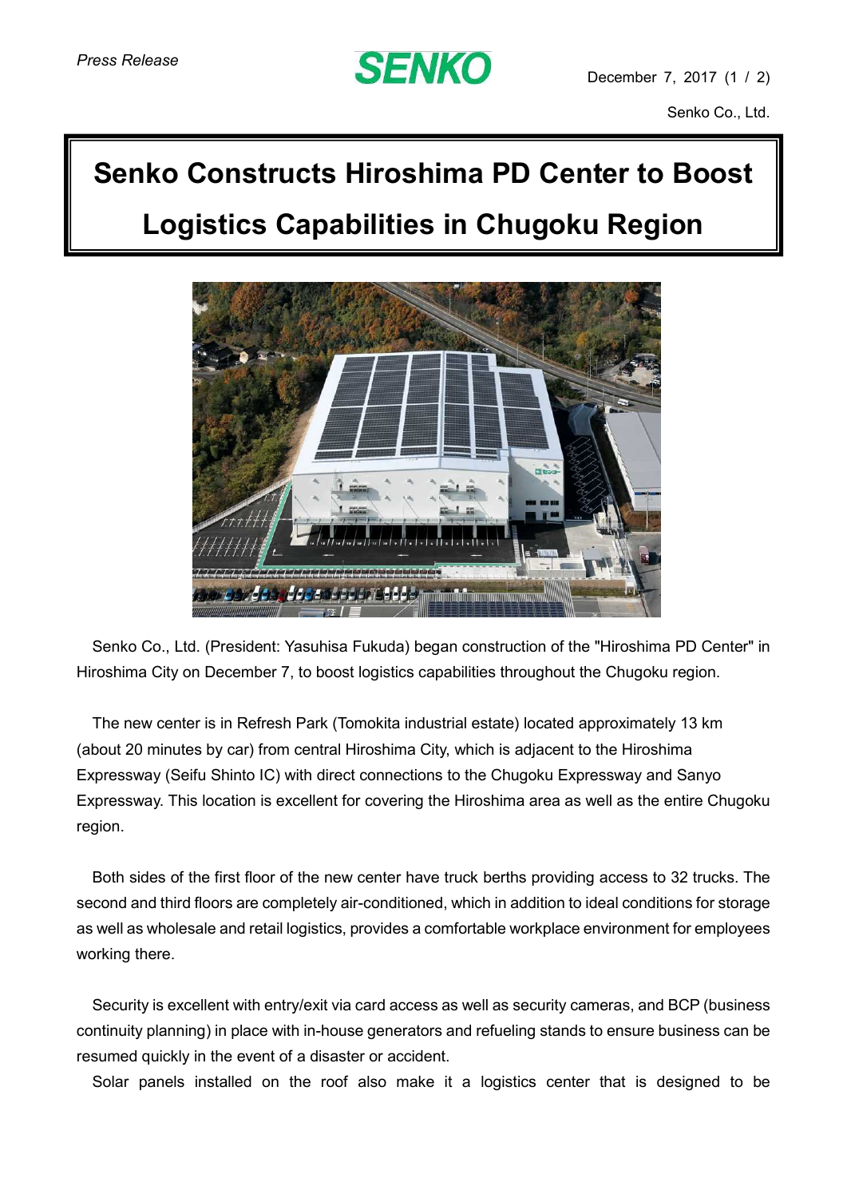*Press Release*

December 7, 2017

Senko Co., Ltd.

# Senko Constructs Hiroshima PD Center to Boost Logistics Capabilities in Chugoku Region

Senko Co., Ltd. (President: Yasuhisa Fukuda) began construction of the "Hiroshima PD Center" in Hiroshima City on December 7, to boost logistics capabilities throughout the Chugoku region.

The new center is in Refresh Park (Tomokita industrial estate) located approximately 13 km (about 20 minutes by car) from central Hiroshima City, which is adjacent to the Hiroshima Expressway (Seifu Shinto IC) with direct connections to the Chugoku Expressway and Sanyo Expressway. This location is excellent for covering the Hiroshima area as well as the entire Chugoku region.

Both sides of the first floor of the new center have truck berths providing access to 32 trucks. The second and third floors are completely air-conditioned, which in addition to ideal conditions for storage as well as wholesale and retail logistics, provides a comfortable workplace environment for employees working there.

Security is excellent with entry/exit via card access as well as security cameras, and BCP (business continuity planning) in place with in-house generators and refueling stands to ensure business can be resumed quickly in the event of a disaster or accident.

Solar panels installed on the roof also make it a logistics center that is designed to be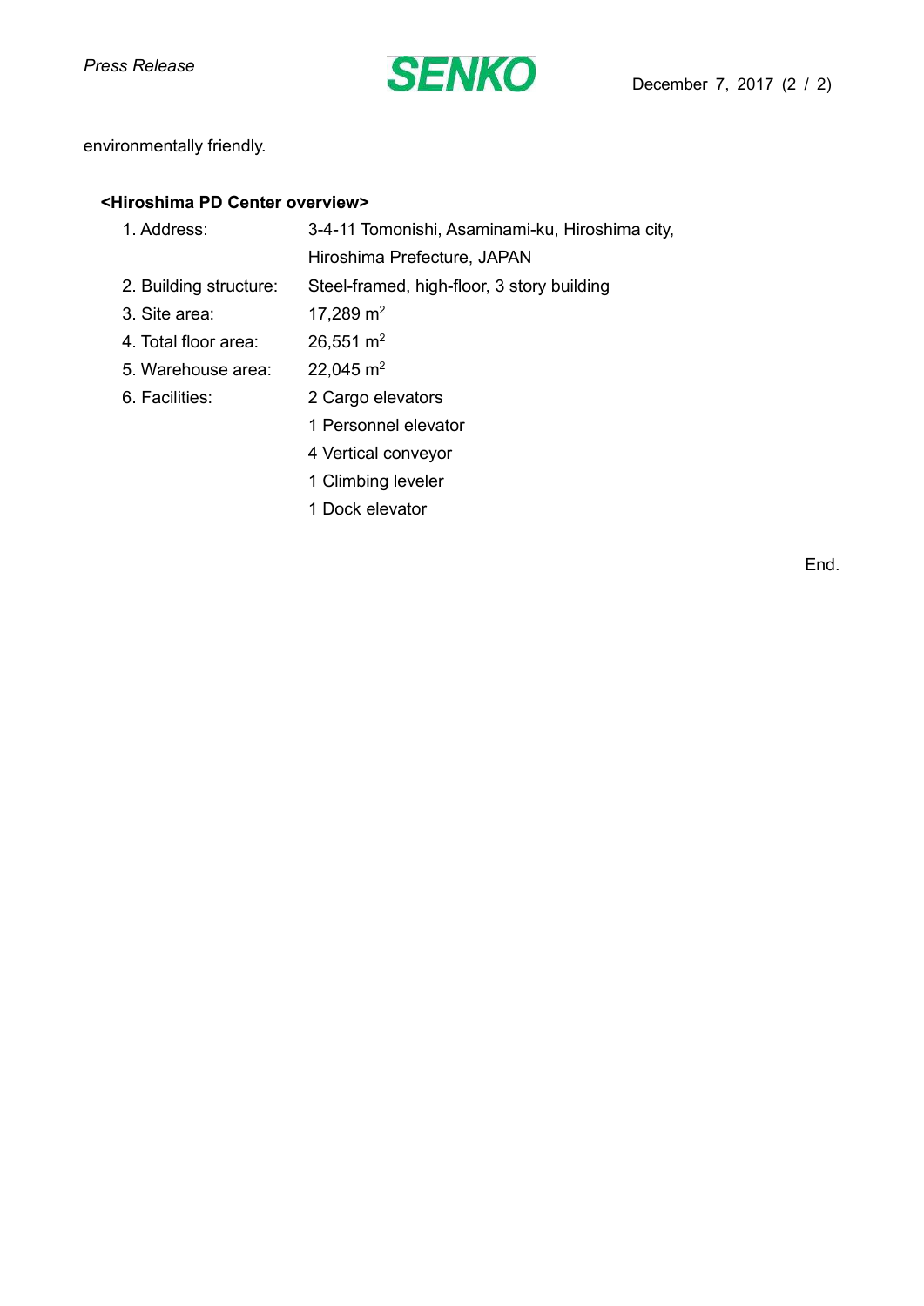environmentally friendly.

**<Hiroshima PD Center overview>**

1. Address: 3-4-11 Tomonishi, Asaminami-ku, Hiroshima city, Hiroshima Prefecture, JAPAN
2. Building structure: Steel-framed, high-floor, 3 story building
3. Site area: 17,289 $m^2$
4. Total floor area: 26,551 $m^2$
5. Warehouse area: 22,045 $m^2$
6. Facilities: 2 Cargo elevators
   1 Personnel elevator
   4 Vertical conveyor
   1 Climbing leveler
   1 Dock elevator

End.